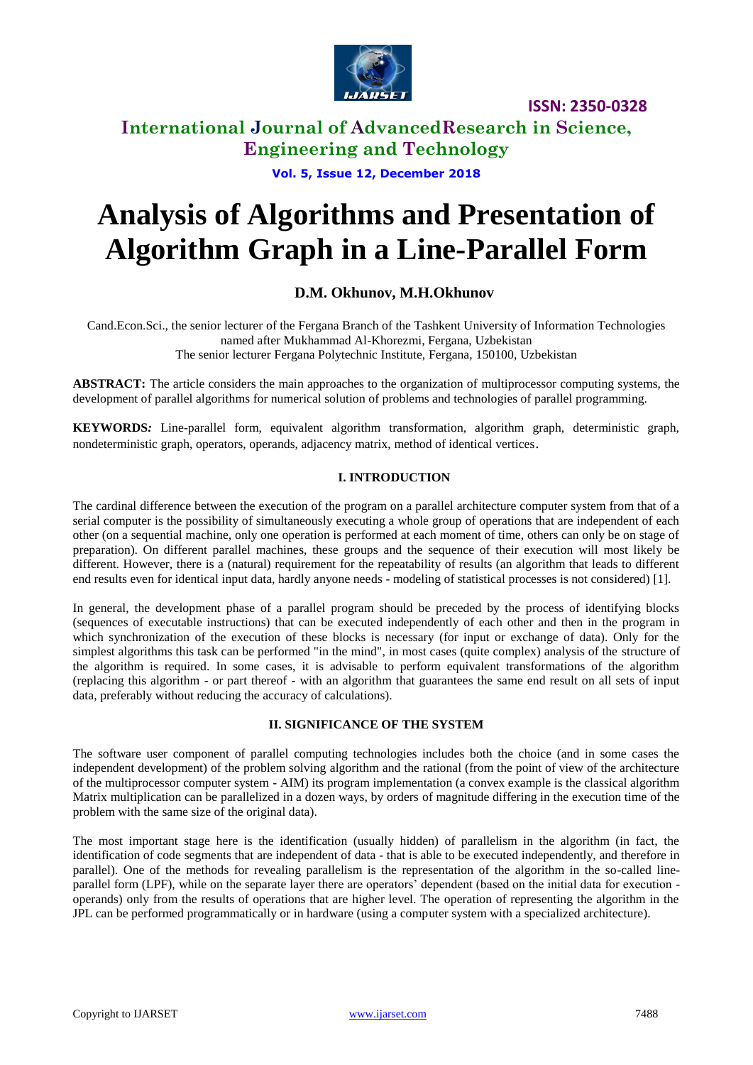# Analysis of Algorithms and Presentation of Algorithm Graph in a Line-Parallel Form

**D.M. Okhunov, M.H.Okhunov**

Cand.Econ.Sci., the senior lecturer of the Fergana Branch of the Tashkent University of Information Technologies named after Mukhammad Al-Khorezmi, Fergana, Uzbekistan
The senior lecturer Fergana Polytechnic Institute, Fergana, 150100, Uzbekistan

**ABSTRACT:** The article considers the main approaches to the organization of multiprocessor computing systems, the development of parallel algorithms for numerical solution of problems and technologies of parallel programming.

**KEYWORDS***:* Line-parallel form, equivalent algorithm transformation, algorithm graph, deterministic graph, nondeterministic graph, operators, operands, adjacency matrix, method of identical vertices.

## I. INTRODUCTION

The cardinal difference between the execution of the program on a parallel architecture computer system from that of a serial computer is the possibility of simultaneously executing a whole group of operations that are independent of each other (on a sequential machine, only one operation is performed at each moment of time, others can only be on stage of preparation). On different parallel machines, these groups and the sequence of their execution will most likely be different. However, there is a (natural) requirement for the repeatability of results (an algorithm that leads to different end results even for identical input data, hardly anyone needs - modeling of statistical processes is not considered) [1].

In general, the development phase of a parallel program should be preceded by the process of identifying blocks (sequences of executable instructions) that can be executed independently of each other and then in the program in which synchronization of the execution of these blocks is necessary (for input or exchange of data). Only for the simplest algorithms this task can be performed "in the mind", in most cases (quite complex) analysis of the structure of the algorithm is required. In some cases, it is advisable to perform equivalent transformations of the algorithm (replacing this algorithm - or part thereof - with an algorithm that guarantees the same end result on all sets of input data, preferably without reducing the accuracy of calculations).

## II. SIGNIFICANCE OF THE SYSTEM

The software user component of parallel computing technologies includes both the choice (and in some cases the independent development) of the problem solving algorithm and the rational (from the point of view of the architecture of the multiprocessor computer system - AIM) its program implementation (a convex example is the classical algorithm Matrix multiplication can be parallelized in a dozen ways, by orders of magnitude differing in the execution time of the problem with the same size of the original data).

The most important stage here is the identification (usually hidden) of parallelism in the algorithm (in fact, the identification of code segments that are independent of data - that is able to be executed independently, and therefore in parallel). One of the methods for revealing parallelism is the representation of the algorithm in the so-called line-parallel form (LPF), while on the separate layer there are operators' dependent (based on the initial data for execution - operands) only from the results of operations that are higher level. The operation of representing the algorithm in the JPL can be performed programmatically or in hardware (using a computer system with a specialized architecture).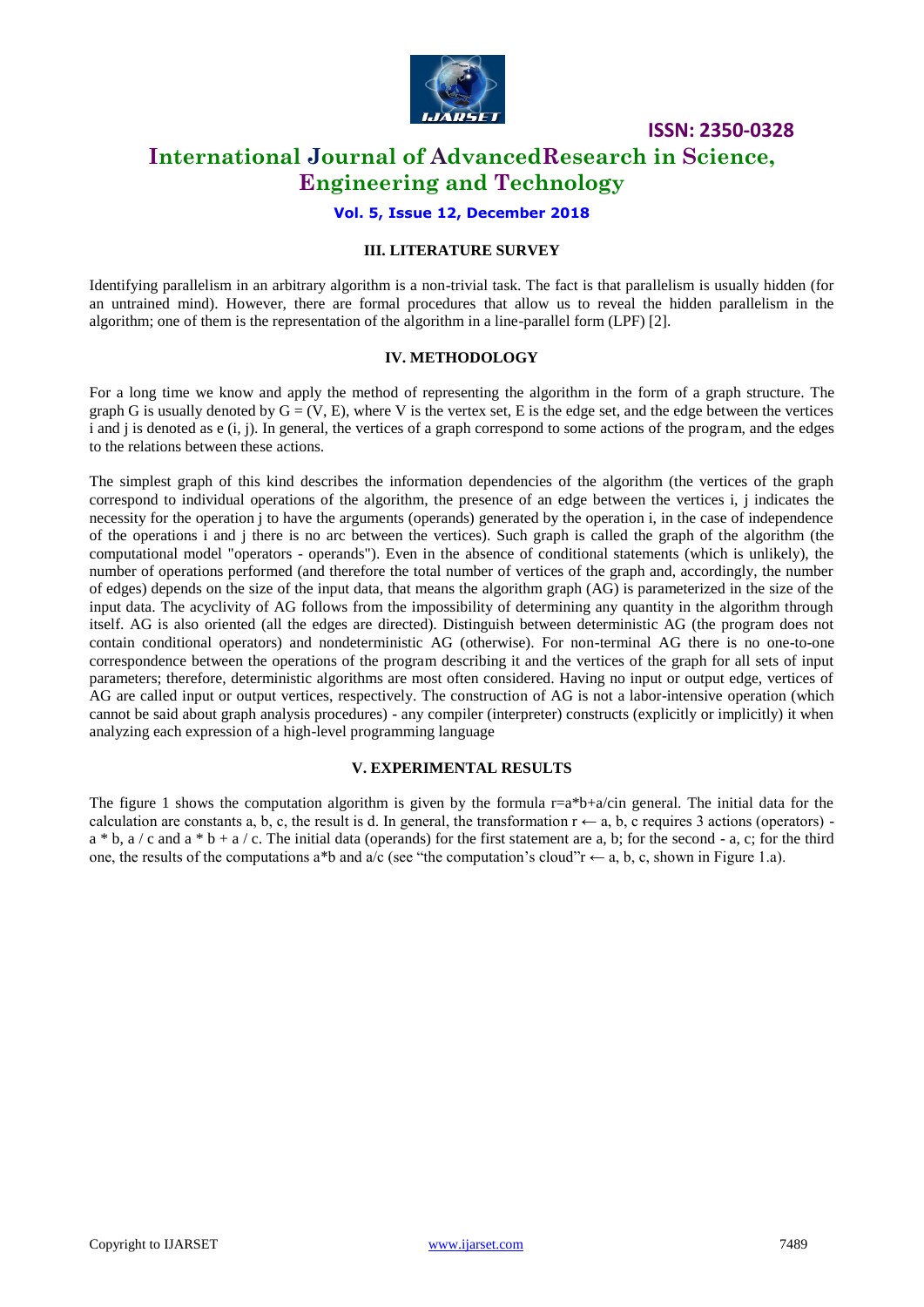## III. LITERATURE SURVEY

Identifying parallelism in an arbitrary algorithm is a non-trivial task. The fact is that parallelism is usually hidden (for an untrained mind). However, there are formal procedures that allow us to reveal the hidden parallelism in the algorithm; one of them is the representation of the algorithm in a line-parallel form (LPF) [2].

## IV. METHODOLOGY

For a long time we know and apply the method of representing the algorithm in the form of a graph structure. The graph G is usually denoted by $G = (V, E)$, where V is the vertex set, E is the edge set, and the edge between the vertices i and j is denoted as e (i, j). In general, the vertices of a graph correspond to some actions of the program, and the edges to the relations between these actions.

The simplest graph of this kind describes the information dependencies of the algorithm (the vertices of the graph correspond to individual operations of the algorithm, the presence of an edge between the vertices i, j indicates the necessity for the operation j to have the arguments (operands) generated by the operation i, in the case of independence of the operations i and j there is no arc between the vertices). Such graph is called the graph of the algorithm (the computational model "operators - operands"). Even in the absence of conditional statements (which is unlikely), the number of operations performed (and therefore the total number of vertices of the graph and, accordingly, the number of edges) depends on the size of the input data, that means the algorithm graph (AG) is parameterized in the size of the input data. The acyclivity of AG follows from the impossibility of determining any quantity in the algorithm through itself. AG is also oriented (all the edges are directed). Distinguish between deterministic AG (the program does not contain conditional operators) and nondeterministic AG (otherwise). For non-terminal AG there is no one-to-one correspondence between the operations of the program describing it and the vertices of the graph for all sets of input parameters; therefore, deterministic algorithms are most often considered. Having no input or output edge, vertices of AG are called input or output vertices, respectively. The construction of AG is not a labor-intensive operation (which cannot be said about graph analysis procedures) - any compiler (interpreter) constructs (explicitly or implicitly) it when analyzing each expression of a high-level programming language

## V. EXPERIMENTAL RESULTS

The figure 1 shows the computation algorithm is given by the formula r=a*b+a/cin general. The initial data for the calculation are constants a, b, c, the result is d. In general, the transformation $r \leftarrow a, b, c$ requires 3 actions (operators) - a * b, a / c and a * b + a / c. The initial data (operands) for the first statement are a, b; for the second - a, c; for the third one, the results of the computations a*b and a/c (see "the computation's cloud"$r \leftarrow a, b, c$, shown in Figure 1.a).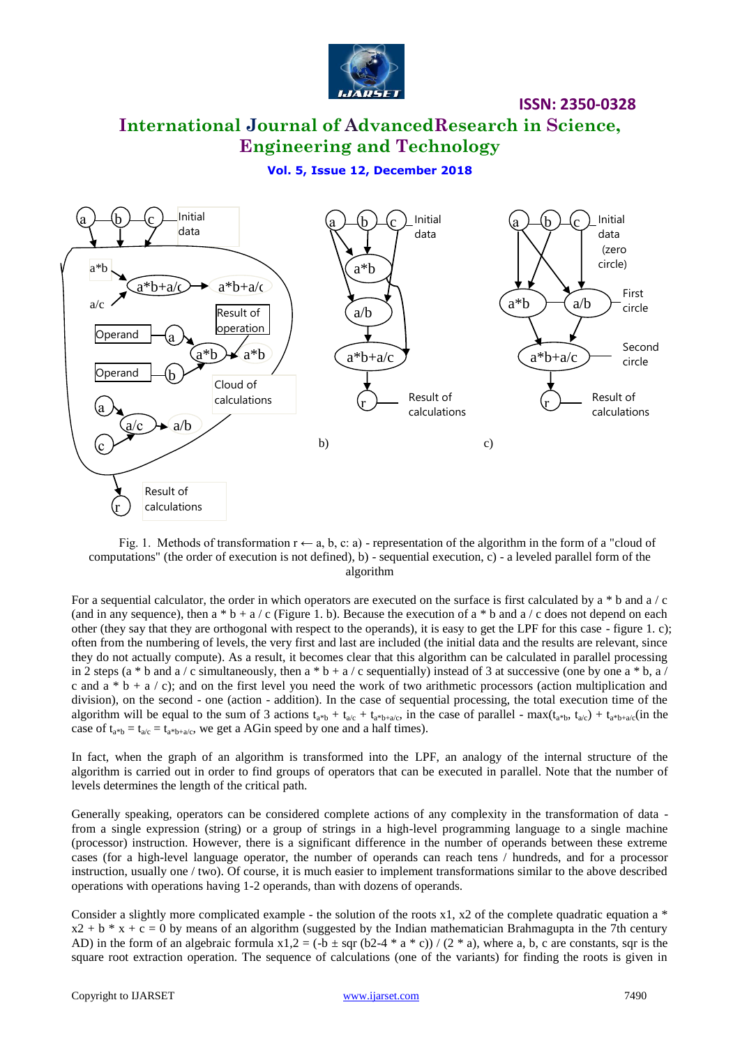Fig. 1. Methods of transformation r ← a, b, c: a) - representation of the algorithm in the form of a "cloud of computations" (the order of execution is not defined), b) - sequential execution, c) - a leveled parallel form of the algorithm

For a sequential calculator, the order in which operators are executed on the surface is first calculated by a * b and a / c (and in any sequence), then a * b + a / c (Figure 1. b). Because the execution of a * b and a / c does not depend on each other (they say that they are orthogonal with respect to the operands), it is easy to get the LPF for this case - figure 1. c); often from the numbering of levels, the very first and last are included (the initial data and the results are relevant, since they do not actually compute). As a result, it becomes clear that this algorithm can be calculated in parallel processing in 2 steps (a * b and a / c simultaneously, then a * b + a / c sequentially) instead of 3 at successive (one by one a * b, a / c and a * b + a / c); and on the first level you need the work of two arithmetic processors (action multiplication and division), on the second - one (action - addition). In the case of sequential processing, the total execution time of the algorithm will be equal to the sum of 3 actions $t_{a*b} + t_{a/c} + t_{a*b+a/c}$, in the case of parallel - $\max(t_{a*b}, t_{a/c}) + t_{a*b+a/c}$(in the case of $t_{a*b} = t_{a/c} = t_{a*b+a/c}$, we get a AGin speed by one and a half times).

In fact, when the graph of an algorithm is transformed into the LPF, an analogy of the internal structure of the algorithm is carried out in order to find groups of operators that can be executed in parallel. Note that the number of levels determines the length of the critical path.

Generally speaking, operators can be considered complete actions of any complexity in the transformation of data - from a single expression (string) or a group of strings in a high-level programming language to a single machine (processor) instruction. However, there is a significant difference in the number of operands between these extreme cases (for a high-level language operator, the number of operands can reach tens / hundreds, and for a processor instruction, usually one / two). Of course, it is much easier to implement transformations similar to the above described operations with operations having 1-2 operands, than with dozens of operands.

Consider a slightly more complicated example - the solution of the roots x1, x2 of the complete quadratic equation a * x2 + b * x + c = 0 by means of an algorithm (suggested by the Indian mathematician Brahmagupta in the 7th century AD) in the form of an algebraic formula x1,2 = (-b ± sqr (b2-4 * a * c)) / (2 * a), where a, b, c are constants, sqr is the square root extraction operation. The sequence of calculations (one of the variants) for finding the roots is given in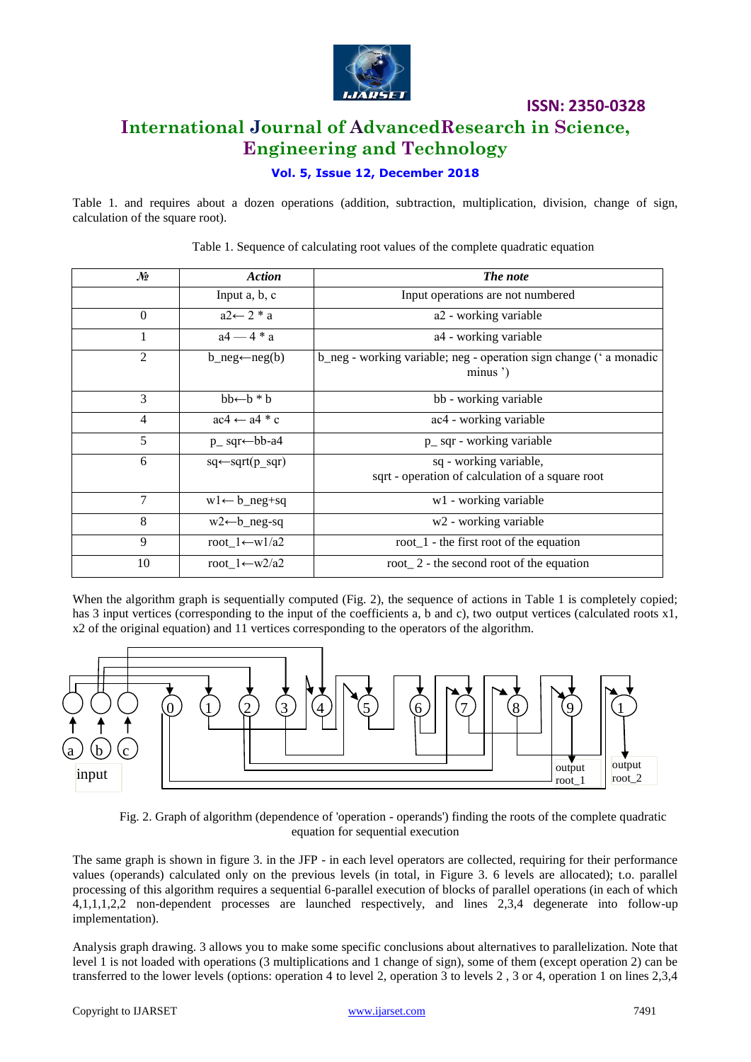Table 1. and requires about a dozen operations (addition, subtraction, multiplication, division, change of sign, calculation of the square root).

Table 1. Sequence of calculating root values of the complete quadratic equation

| *№* | *Action* | *The note* |
|---|---|---|
| | Input a, b, c | Input operations are not numbered |
| 0 | a2← 2 * a | a2 - working variable |
| 1 | a4 — 4 * a | a4 - working variable |
| 2 | b_neg←neg(b) | b_neg - working variable; neg - operation sign change (' a monadic minus ') |
| 3 | bb←b * b | bb - working variable |
| 4 | ac4 ← a4 * c | ac4 - working variable |
| 5 | p_ sqr←bb-a4 | p_ sqr - working variable |
| 6 | sq←sqrt(p_sqr) | sq - working variable, sqrt - operation of calculation of a square root |
| 7 | w1← b_neg+sq | w1 - working variable |
| 8 | w2←b_neg-sq | w2 - working variable |
| 9 | root_1←w1/a2 | root_1 - the first root of the equation |
| 10 | root_1←w2/a2 | root_ 2 - the second root of the equation |

When the algorithm graph is sequentially computed (Fig. 2), the sequence of actions in Table 1 is completely copied; has 3 input vertices (corresponding to the input of the coefficients a, b and c), two output vertices (calculated roots x1, x2 of the original equation) and 11 vertices corresponding to the operators of the algorithm.

Fig. 2. Graph of algorithm (dependence of 'operation - operands') finding the roots of the complete quadratic equation for sequential execution

The same graph is shown in figure 3. in the JFP - in each level operators are collected, requiring for their performance values (operands) calculated only on the previous levels (in total, in Figure 3. 6 levels are allocated); t.o. parallel processing of this algorithm requires a sequential 6-parallel execution of blocks of parallel operations (in each of which 4,1,1,1,2,2 non-dependent processes are launched respectively, and lines 2,3,4 degenerate into follow-up implementation).

Analysis graph drawing. 3 allows you to make some specific conclusions about alternatives to parallelization. Note that level 1 is not loaded with operations (3 multiplications and 1 change of sign), some of them (except operation 2) can be transferred to the lower levels (options: operation 4 to level 2, operation 3 to levels 2 , 3 or 4, operation 1 on lines 2,3,4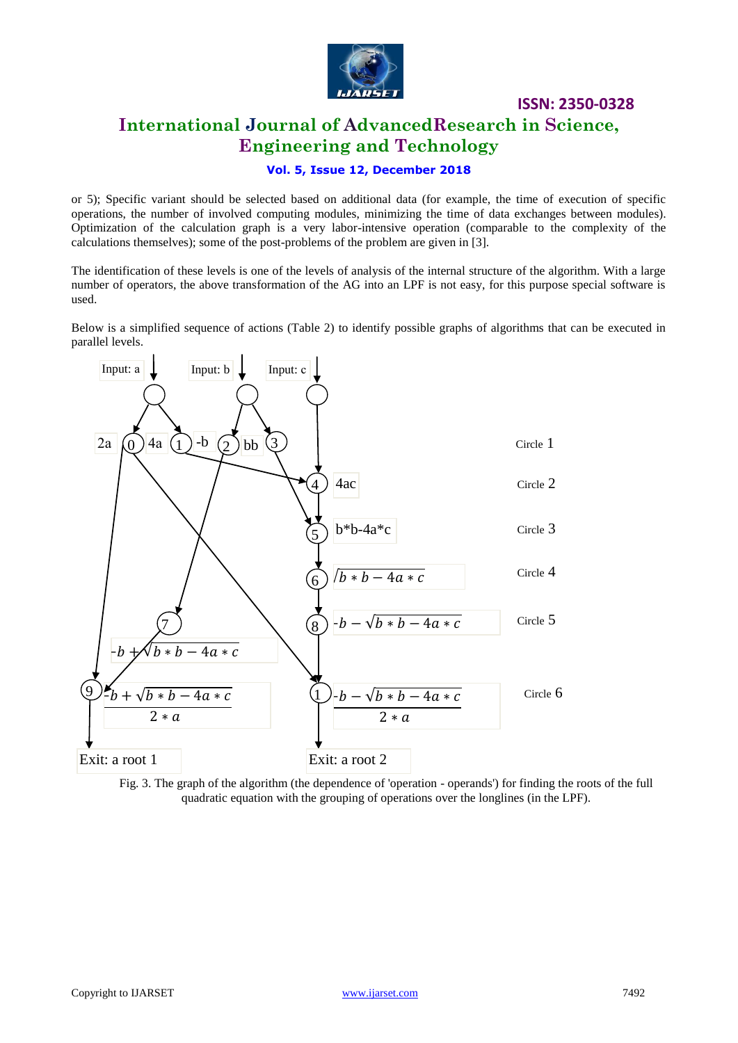or 5); Specific variant should be selected based on additional data (for example, the time of execution of specific operations, the number of involved computing modules, minimizing the time of data exchanges between modules). Optimization of the calculation graph is a very labor-intensive operation (comparable to the complexity of the calculations themselves); some of the post-problems of the problem are given in [3].

The identification of these levels is one of the levels of analysis of the internal structure of the algorithm. With a large number of operators, the above transformation of the AG into an LPF is not easy, for this purpose special software is used.

Below is a simplified sequence of actions (Table 2) to identify possible graphs of algorithms that can be executed in parallel levels.

Fig. 3. The graph of the algorithm (the dependence of 'operation - operands') for finding the roots of the full quadratic equation with the grouping of operations over the longlines (in the LPF).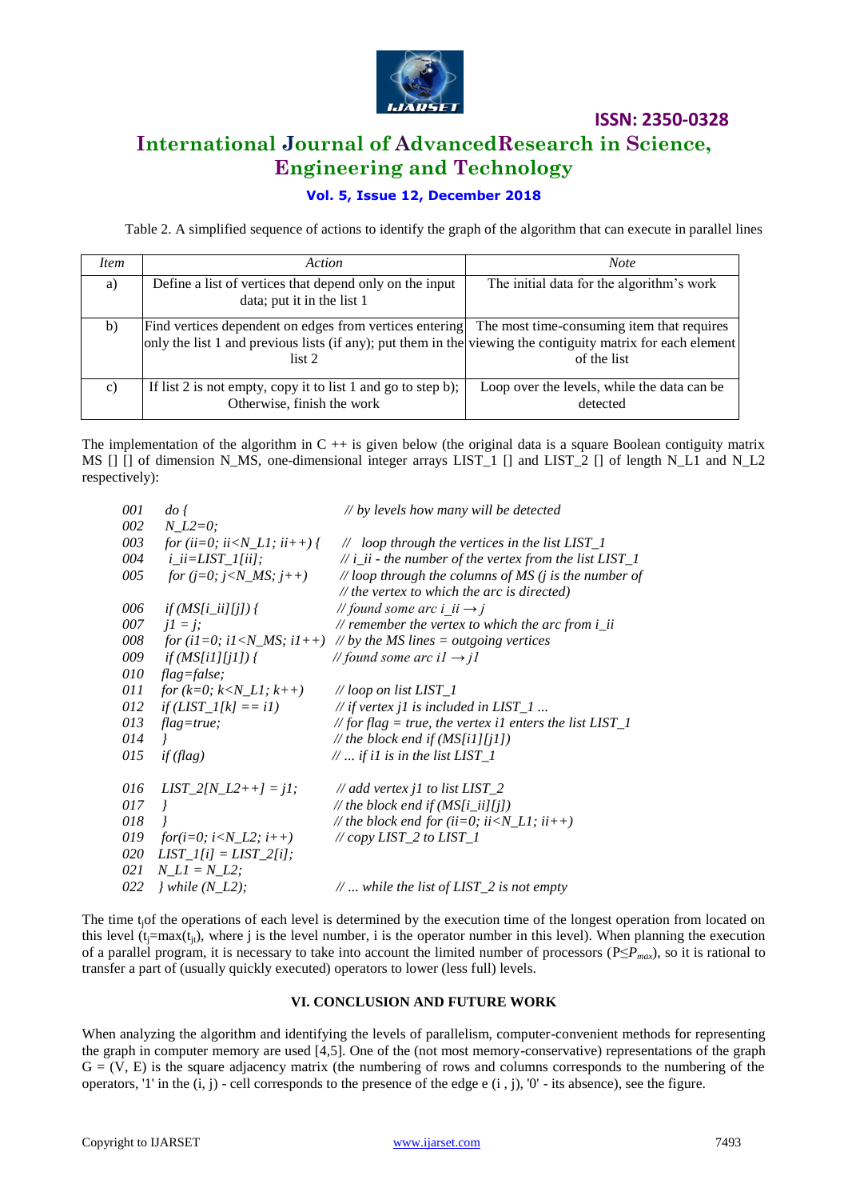Table 2. A simplified sequence of actions to identify the graph of the algorithm that can execute in parallel lines

| *Item* | *Action* | *Note* |
|---|---|---|
| a) | Define a list of vertices that depend only on the input data; put it in the list 1 | The initial data for the algorithm's work |
| b) | Find vertices dependent on edges from vertices entering only the list 1 and previous lists (if any); put them in the list 2 | The most time-consuming item that requires viewing the contiguity matrix for each element of the list |
| c) | If list 2 is not empty, copy it to list 1 and go to step b); Otherwise, finish the work | Loop over the levels, while the data can be detected |

The implementation of the algorithm in C ++ is given below (the original data is a square Boolean contiguity matrix MS [] [] of dimension N_MS, one-dimensional integer arrays LIST_1 [] and LIST_2 [] of length N_L1 and N_L2 respectively):

```
001  do {                              // by levels how many will be detected
002  N_L2=0;
003  for (ii=0; ii<N_L1; ii++) {       //  loop through the vertices in the list LIST_1
004   i_ii=LIST_1[ii];                 // i_ii - the number of the vertex from the list LIST_1
005   for (j=0; j<N_MS; j++)           // loop through the columns of MS (j is the number of
                                       // the vertex to which the arc is directed)
006   if (MS[i_ii][j]) {               // found some arc i_ii → j
007   j1 = j;                          // remember the vertex to which the arc from i_ii
008   for (i1=0; i1<N_MS; i1++)        // by the MS lines = outgoing vertices
009   if (MS[i1][j1]) {                // found some arc i1 → j1
010  flag=false;
011  for (k=0; k<N_L1; k++)            // loop on list LIST_1
012  if (LIST_1[k] == i1)              // if vertex j1 is included in LIST_1 ...
013  flag=true;                        // for flag = true, the vertex i1 enters the list LIST_1
014  }                                 // the block end if (MS[i1][j1])
015  if (flag)                         // ... if i1 is in the list LIST_1

016  LIST_2[N_L2++] = j1;              // add vertex j1 to list LIST_2
017  }                                 // the block end if (MS[i_ii][j])
018  }                                 // the block end for (ii=0; ii<N_L1; ii++)
019  for(i=0; i<N_L2; i++)             // copy LIST_2 to LIST_1
020  LIST_1[i] = LIST_2[i];
021  N_L1 = N_L2;
022  } while (N_L2);                   // ... while the list of LIST_2 is not empty
```

The time $t_j$ of the operations of each level is determined by the execution time of the longest operation from located on this level ($t_j$=max($t_{ji}$), where j is the level number, i is the operator number in this level). When planning the execution of a parallel program, it is necessary to take into account the limited number of processors ($P \leq P_{max}$), so it is rational to transfer a part of (usually quickly executed) operators to lower (less full) levels.

## VI. CONCLUSION AND FUTURE WORK

When analyzing the algorithm and identifying the levels of parallelism, computer-convenient methods for representing the graph in computer memory are used [4,5]. One of the (not most memory-conservative) representations of the graph G = (V, E) is the square adjacency matrix (the numbering of rows and columns corresponds to the numbering of the operators, '1' in the (i, j) - cell corresponds to the presence of the edge e (i , j), '0' - its absence), see the figure.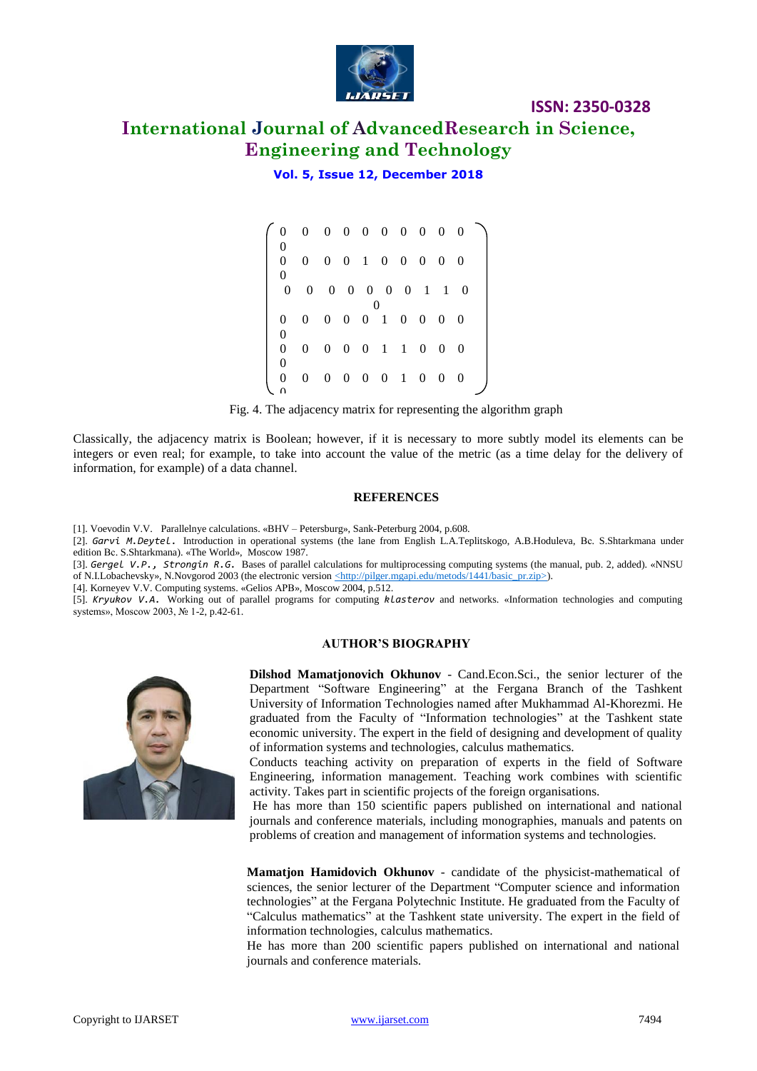$$
\begin{pmatrix}
0 & 0 & 0 & 0 & 0 & 0 & 0 & 0 & 0 & 0 & 0 \\
0 & 0 & 0 & 0 & 1 & 0 & 0 & 0 & 0 & 0 & 0 \\
0 & 0 & 0 & 0 & 0 & 0 & 0 & 1 & 1 & 0 & 0 \\
0 & 0 & 0 & 0 & 0 & 1 & 0 & 0 & 0 & 0 & 0 \\
0 & 0 & 0 & 0 & 0 & 1 & 1 & 0 & 0 & 0 & 0 \\
0 & 0 & 0 & 0 & 0 & 0 & 1 & 0 & 0 & 0 & 0
\end{pmatrix}
$$

Fig. 4. The adjacency matrix for representing the algorithm graph

Classically, the adjacency matrix is Boolean; however, if it is necessary to more subtly model its elements can be integers or even real; for example, to take into account the value of the metric (as a time delay for the delivery of information, for example) of a data channel.

## REFERENCES

[1]. Voevodin V.V. Parallelnye calculations. «BHV – Petersburg», Sank-Peterburg 2004, p.608.

[2]. *Garvi M.Deytel.* Introduction in operational systems (the lane from English L.A.Teplitskogo, A.B.Hoduleva, Bc. S.Shtarkmana under edition Bc. S.Shtarkmana). «The World», Moscow 1987.

[3]. *Gergel V.P., Strongin R.G.* Bases of parallel calculations for multiprocessing computing systems (the manual, pub. 2, added). «NNSU of N.I.Lobachevsky», N.Novgorod 2003 (the electronic version <http://pilger.mgapi.edu/metods/1441/basic_pr.zip>).

[4]. Korneyev V.V. Computing systems. «Gelios APB», Moscow 2004, p.512.

[5]. *Kryukov V.A.* Working out of parallel programs for computing *klasterov* and networks. «Information technologies and computing systems», Moscow 2003, № 1-2, p.42-61.

## AUTHOR'S BIOGRAPHY

**Dilshod Mamatjonovich Okhunov** - Cand.Econ.Sci., the senior lecturer of the Department "Software Engineering" at the Fergana Branch of the Tashkent University of Information Technologies named after Mukhammad Al-Khorezmi. He graduated from the Faculty of "Information technologies" at the Tashkent state economic university. The expert in the field of designing and development of quality of information systems and technologies, calculus mathematics.

Conducts teaching activity on preparation of experts in the field of Software Engineering, information management. Teaching work combines with scientific activity. Takes part in scientific projects of the foreign organisations.

He has more than 150 scientific papers published on international and national journals and conference materials, including monographies, manuals and patents on problems of creation and management of information systems and technologies.

**Mamatjon Hamidovich Okhunov** - candidate of the physicist-mathematical of sciences, the senior lecturer of the Department "Computer science and information technologies" at the Fergana Polytechnic Institute. He graduated from the Faculty of "Calculus mathematics" at the Tashkent state university. The expert in the field of information technologies, calculus mathematics.

He has more than 200 scientific papers published on international and national journals and conference materials.